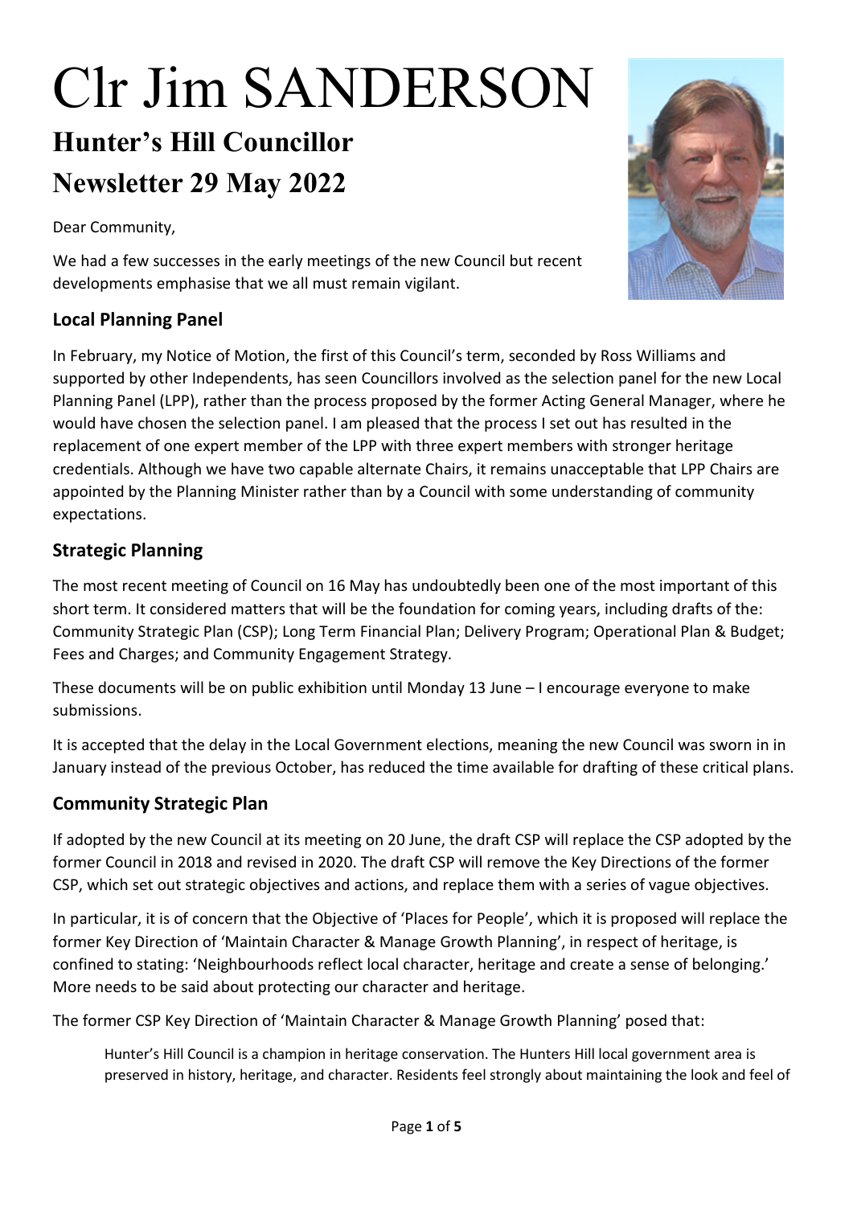# Clr Jim SANDERSON

## Hunter's Hill Councillor
## Newsletter 29 May 2022

Dear Community,

We had a few successes in the early meetings of the new Council but recent developments emphasise that we all must remain vigilant.

### Local Planning Panel

In February, my Notice of Motion, the first of this Council's term, seconded by Ross Williams and supported by other Independents, has seen Councillors involved as the selection panel for the new Local Planning Panel (LPP), rather than the process proposed by the former Acting General Manager, where he would have chosen the selection panel. I am pleased that the process I set out has resulted in the replacement of one expert member of the LPP with three expert members with stronger heritage credentials. Although we have two capable alternate Chairs, it remains unacceptable that LPP Chairs are appointed by the Planning Minister rather than by a Council with some understanding of community expectations.

### Strategic Planning

The most recent meeting of Council on 16 May has undoubtedly been one of the most important of this short term. It considered matters that will be the foundation for coming years, including drafts of the: Community Strategic Plan (CSP); Long Term Financial Plan; Delivery Program; Operational Plan & Budget; Fees and Charges; and Community Engagement Strategy.

These documents will be on public exhibition until Monday 13 June – I encourage everyone to make submissions.

It is accepted that the delay in the Local Government elections, meaning the new Council was sworn in in January instead of the previous October, has reduced the time available for drafting of these critical plans.

### Community Strategic Plan

If adopted by the new Council at its meeting on 20 June, the draft CSP will replace the CSP adopted by the former Council in 2018 and revised in 2020. The draft CSP will remove the Key Directions of the former CSP, which set out strategic objectives and actions, and replace them with a series of vague objectives.

In particular, it is of concern that the Objective of 'Places for People', which it is proposed will replace the former Key Direction of 'Maintain Character & Manage Growth Planning', in respect of heritage, is confined to stating: 'Neighbourhoods reflect local character, heritage and create a sense of belonging.' More needs to be said about protecting our character and heritage.

The former CSP Key Direction of 'Maintain Character & Manage Growth Planning' posed that:

> Hunter's Hill Council is a champion in heritage conservation. The Hunters Hill local government area is preserved in history, heritage, and character. Residents feel strongly about maintaining the look and feel of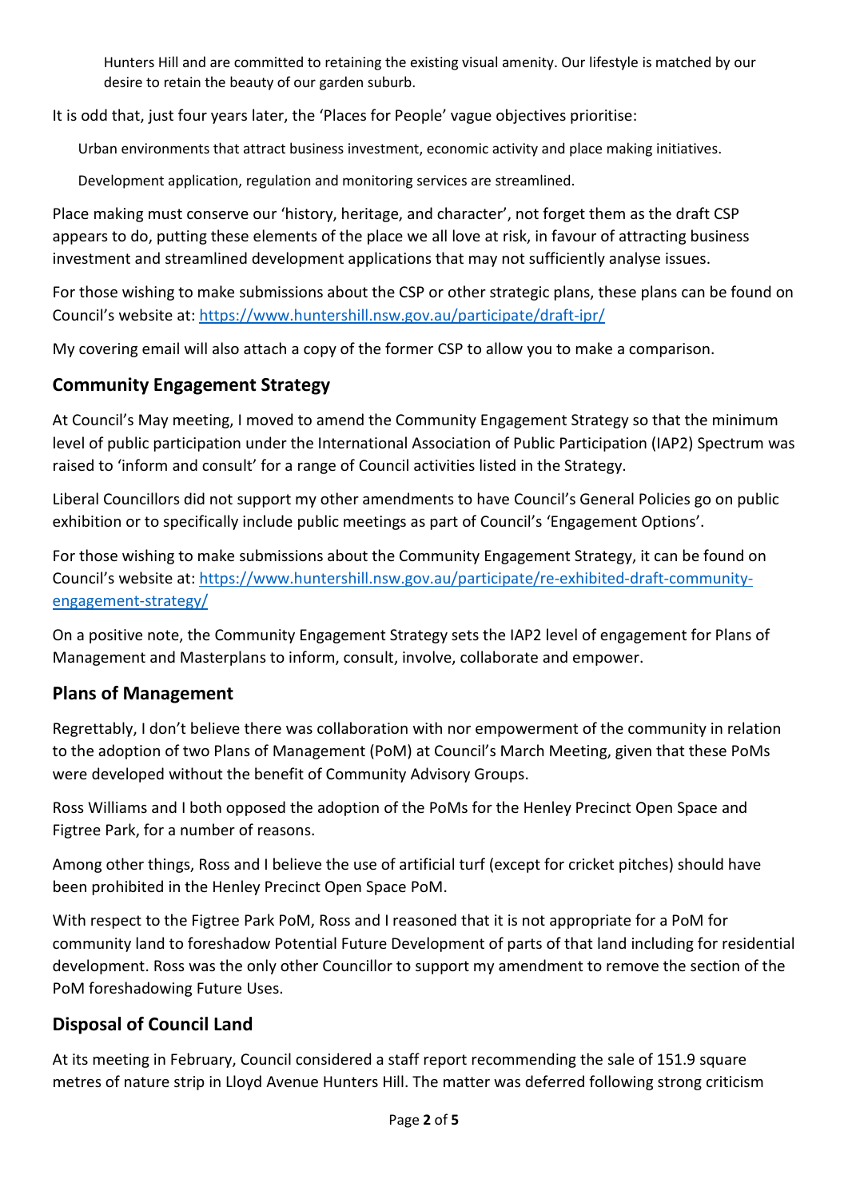> Hunters Hill and are committed to retaining the existing visual amenity. Our lifestyle is matched by our desire to retain the beauty of our garden suburb.

It is odd that, just four years later, the 'Places for People' vague objectives prioritise:

> Urban environments that attract business investment, economic activity and place making initiatives.
>
> Development application, regulation and monitoring services are streamlined.

Place making must conserve our 'history, heritage, and character', not forget them as the draft CSP appears to do, putting these elements of the place we all love at risk, in favour of attracting business investment and streamlined development applications that may not sufficiently analyse issues.

For those wishing to make submissions about the CSP or other strategic plans, these plans can be found on Council's website at: https://www.huntershill.nsw.gov.au/participate/draft-ipr/

My covering email will also attach a copy of the former CSP to allow you to make a comparison.

## Community Engagement Strategy

At Council's May meeting, I moved to amend the Community Engagement Strategy so that the minimum level of public participation under the International Association of Public Participation (IAP2) Spectrum was raised to 'inform and consult' for a range of Council activities listed in the Strategy.

Liberal Councillors did not support my other amendments to have Council's General Policies go on public exhibition or to specifically include public meetings as part of Council's 'Engagement Options'.

For those wishing to make submissions about the Community Engagement Strategy, it can be found on Council's website at: https://www.huntershill.nsw.gov.au/participate/re-exhibited-draft-community-engagement-strategy/

On a positive note, the Community Engagement Strategy sets the IAP2 level of engagement for Plans of Management and Masterplans to inform, consult, involve, collaborate and empower.

## Plans of Management

Regrettably, I don't believe there was collaboration with nor empowerment of the community in relation to the adoption of two Plans of Management (PoM) at Council's March Meeting, given that these PoMs were developed without the benefit of Community Advisory Groups.

Ross Williams and I both opposed the adoption of the PoMs for the Henley Precinct Open Space and Figtree Park, for a number of reasons.

Among other things, Ross and I believe the use of artificial turf (except for cricket pitches) should have been prohibited in the Henley Precinct Open Space PoM.

With respect to the Figtree Park PoM, Ross and I reasoned that it is not appropriate for a PoM for community land to foreshadow Potential Future Development of parts of that land including for residential development. Ross was the only other Councillor to support my amendment to remove the section of the PoM foreshadowing Future Uses.

## Disposal of Council Land

At its meeting in February, Council considered a staff report recommending the sale of 151.9 square metres of nature strip in Lloyd Avenue Hunters Hill. The matter was deferred following strong criticism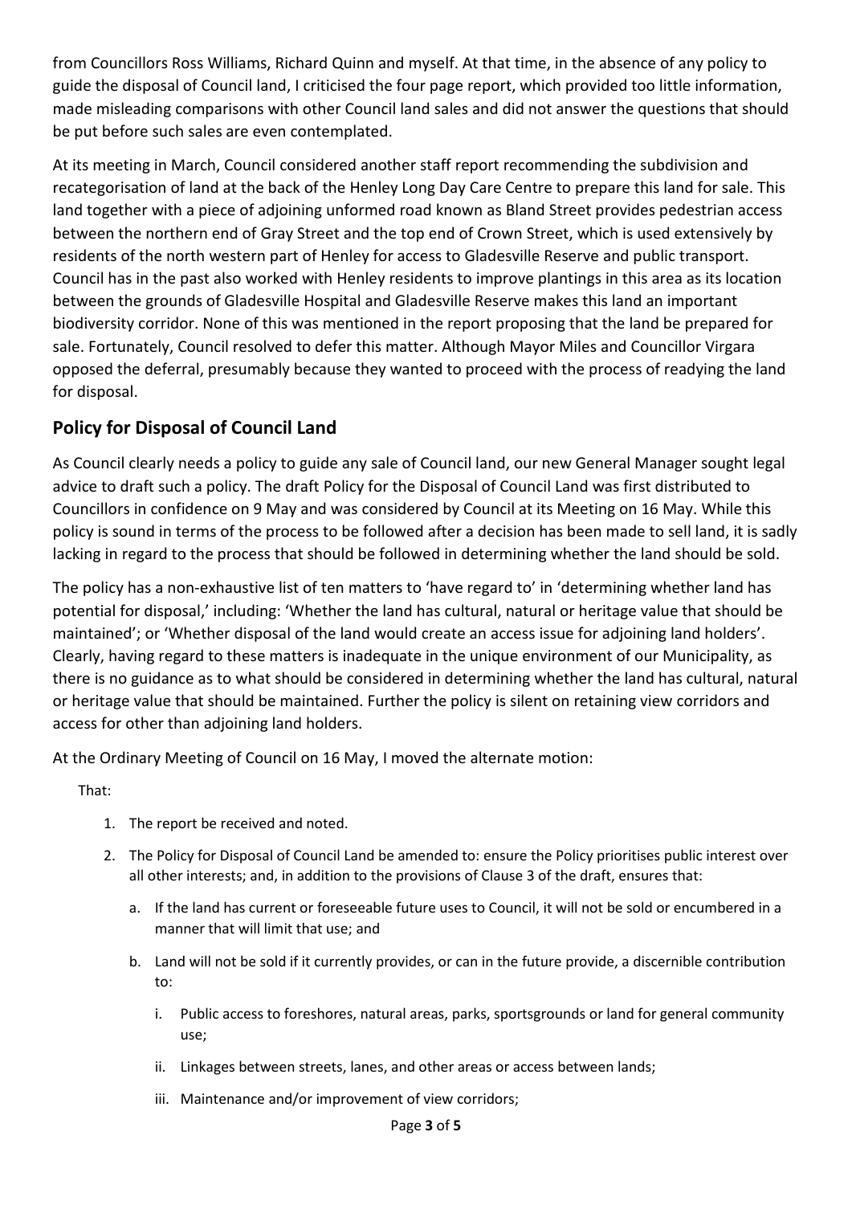from Councillors Ross Williams, Richard Quinn and myself. At that time, in the absence of any policy to guide the disposal of Council land, I criticised the four page report, which provided too little information, made misleading comparisons with other Council land sales and did not answer the questions that should be put before such sales are even contemplated.

At its meeting in March, Council considered another staff report recommending the subdivision and recategorisation of land at the back of the Henley Long Day Care Centre to prepare this land for sale. This land together with a piece of adjoining unformed road known as Bland Street provides pedestrian access between the northern end of Gray Street and the top end of Crown Street, which is used extensively by residents of the north western part of Henley for access to Gladesville Reserve and public transport. Council has in the past also worked with Henley residents to improve plantings in this area as its location between the grounds of Gladesville Hospital and Gladesville Reserve makes this land an important biodiversity corridor. None of this was mentioned in the report proposing that the land be prepared for sale. Fortunately, Council resolved to defer this matter. Although Mayor Miles and Councillor Virgara opposed the deferral, presumably because they wanted to proceed with the process of readying the land for disposal.

## Policy for Disposal of Council Land

As Council clearly needs a policy to guide any sale of Council land, our new General Manager sought legal advice to draft such a policy. The draft Policy for the Disposal of Council Land was first distributed to Councillors in confidence on 9 May and was considered by Council at its Meeting on 16 May. While this policy is sound in terms of the process to be followed after a decision has been made to sell land, it is sadly lacking in regard to the process that should be followed in determining whether the land should be sold.

The policy has a non-exhaustive list of ten matters to 'have regard to' in 'determining whether land has potential for disposal,' including: 'Whether the land has cultural, natural or heritage value that should be maintained'; or 'Whether disposal of the land would create an access issue for adjoining land holders'. Clearly, having regard to these matters is inadequate in the unique environment of our Municipality, as there is no guidance as to what should be considered in determining whether the land has cultural, natural or heritage value that should be maintained. Further the policy is silent on retaining view corridors and access for other than adjoining land holders.

At the Ordinary Meeting of Council on 16 May, I moved the alternate motion:

That:

1. The report be received and noted.
2. The Policy for Disposal of Council Land be amended to: ensure the Policy prioritises public interest over all other interests; and, in addition to the provisions of Clause 3 of the draft, ensures that:
   a. If the land has current or foreseeable future uses to Council, it will not be sold or encumbered in a manner that will limit that use; and
   b. Land will not be sold if it currently provides, or can in the future provide, a discernible contribution to:
      i. Public access to foreshores, natural areas, parks, sportsgrounds or land for general community use;
      ii. Linkages between streets, lanes, and other areas or access between lands;
      iii. Maintenance and/or improvement of view corridors;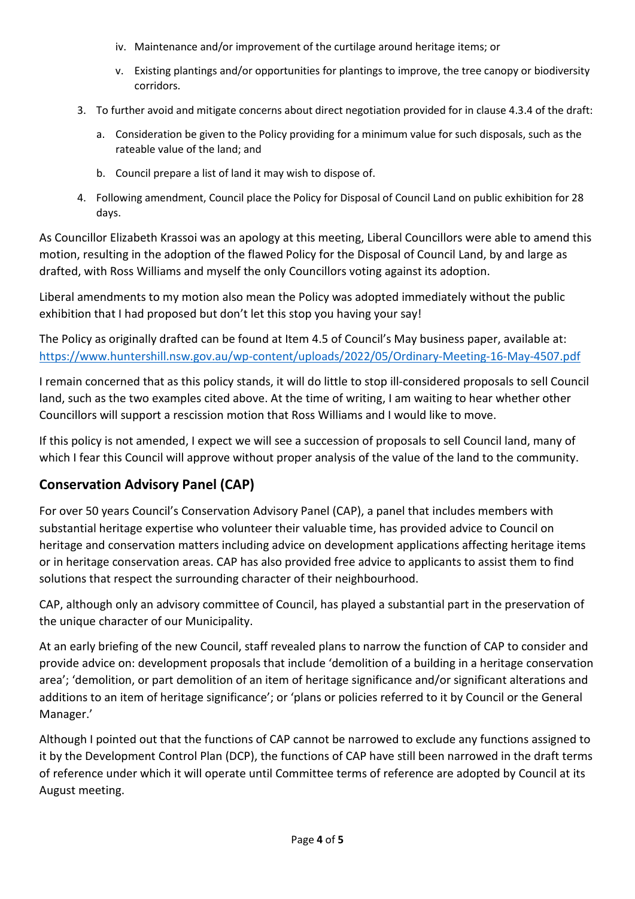iv. Maintenance and/or improvement of the curtilage around heritage items; or

   v. Existing plantings and/or opportunities for plantings to improve, the tree canopy or biodiversity corridors.

3. To further avoid and mitigate concerns about direct negotiation provided for in clause 4.3.4 of the draft:

   a. Consideration be given to the Policy providing for a minimum value for such disposals, such as the rateable value of the land; and

   b. Council prepare a list of land it may wish to dispose of.

4. Following amendment, Council place the Policy for Disposal of Council Land on public exhibition for 28 days.

As Councillor Elizabeth Krassoi was an apology at this meeting, Liberal Councillors were able to amend this motion, resulting in the adoption of the flawed Policy for the Disposal of Council Land, by and large as drafted, with Ross Williams and myself the only Councillors voting against its adoption.

Liberal amendments to my motion also mean the Policy was adopted immediately without the public exhibition that I had proposed but don't let this stop you having your say!

The Policy as originally drafted can be found at Item 4.5 of Council's May business paper, available at: https://www.huntershill.nsw.gov.au/wp-content/uploads/2022/05/Ordinary-Meeting-16-May-4507.pdf

I remain concerned that as this policy stands, it will do little to stop ill-considered proposals to sell Council land, such as the two examples cited above. At the time of writing, I am waiting to hear whether other Councillors will support a rescission motion that Ross Williams and I would like to move.

If this policy is not amended, I expect we will see a succession of proposals to sell Council land, many of which I fear this Council will approve without proper analysis of the value of the land to the community.

## Conservation Advisory Panel (CAP)

For over 50 years Council's Conservation Advisory Panel (CAP), a panel that includes members with substantial heritage expertise who volunteer their valuable time, has provided advice to Council on heritage and conservation matters including advice on development applications affecting heritage items or in heritage conservation areas. CAP has also provided free advice to applicants to assist them to find solutions that respect the surrounding character of their neighbourhood.

CAP, although only an advisory committee of Council, has played a substantial part in the preservation of the unique character of our Municipality.

At an early briefing of the new Council, staff revealed plans to narrow the function of CAP to consider and provide advice on: development proposals that include 'demolition of a building in a heritage conservation area'; 'demolition, or part demolition of an item of heritage significance and/or significant alterations and additions to an item of heritage significance'; or 'plans or policies referred to it by Council or the General Manager.'

Although I pointed out that the functions of CAP cannot be narrowed to exclude any functions assigned to it by the Development Control Plan (DCP), the functions of CAP have still been narrowed in the draft terms of reference under which it will operate until Committee terms of reference are adopted by Council at its August meeting.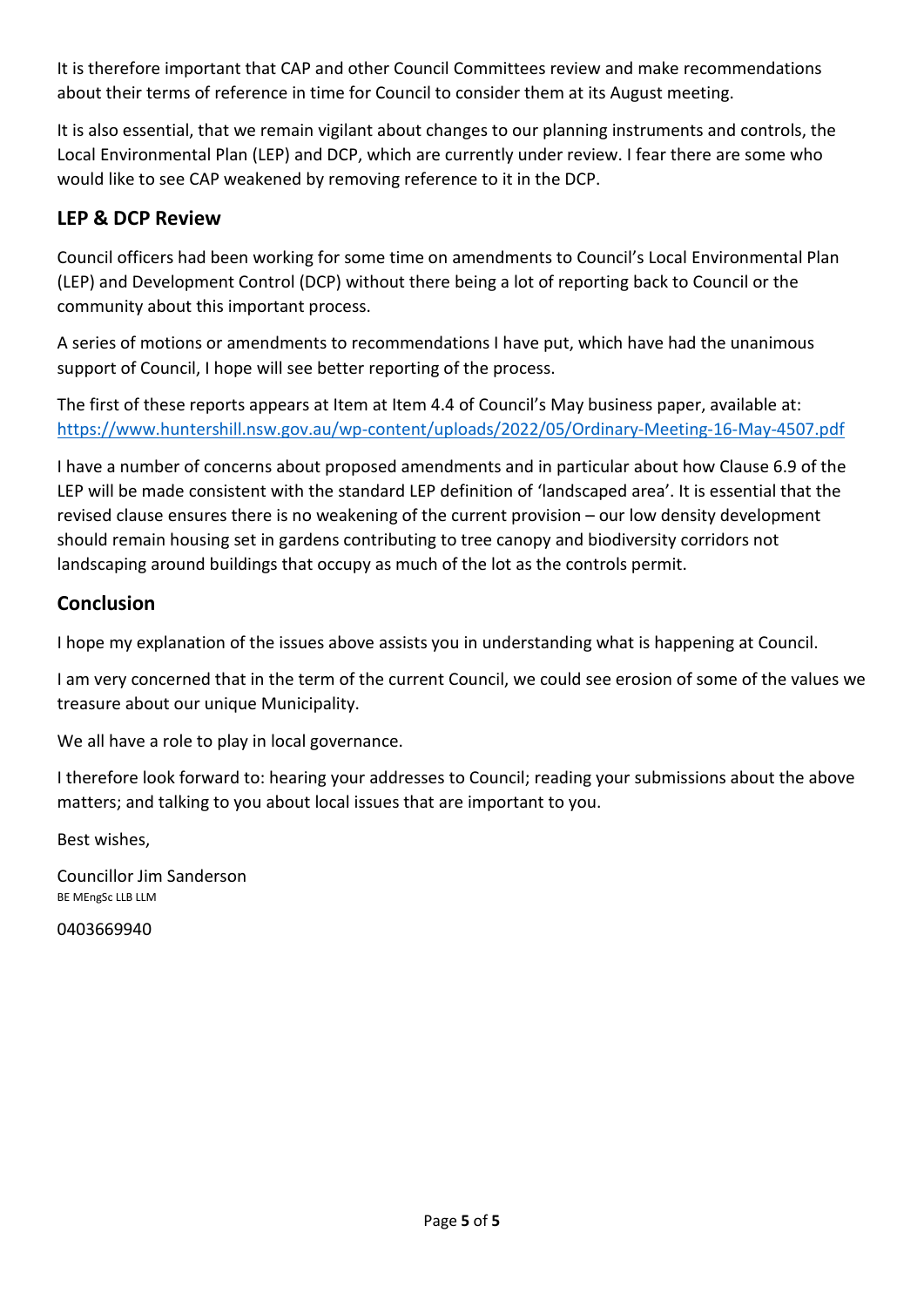It is therefore important that CAP and other Council Committees review and make recommendations about their terms of reference in time for Council to consider them at its August meeting.

It is also essential, that we remain vigilant about changes to our planning instruments and controls, the Local Environmental Plan (LEP) and DCP, which are currently under review. I fear there are some who would like to see CAP weakened by removing reference to it in the DCP.

## LEP & DCP Review

Council officers had been working for some time on amendments to Council's Local Environmental Plan (LEP) and Development Control (DCP) without there being a lot of reporting back to Council or the community about this important process.

A series of motions or amendments to recommendations I have put, which have had the unanimous support of Council, I hope will see better reporting of the process.

The first of these reports appears at Item at Item 4.4 of Council's May business paper, available at: https://www.huntershill.nsw.gov.au/wp-content/uploads/2022/05/Ordinary-Meeting-16-May-4507.pdf

I have a number of concerns about proposed amendments and in particular about how Clause 6.9 of the LEP will be made consistent with the standard LEP definition of 'landscaped area'. It is essential that the revised clause ensures there is no weakening of the current provision – our low density development should remain housing set in gardens contributing to tree canopy and biodiversity corridors not landscaping around buildings that occupy as much of the lot as the controls permit.

## Conclusion

I hope my explanation of the issues above assists you in understanding what is happening at Council.

I am very concerned that in the term of the current Council, we could see erosion of some of the values we treasure about our unique Municipality.

We all have a role to play in local governance.

I therefore look forward to: hearing your addresses to Council; reading your submissions about the above matters; and talking to you about local issues that are important to you.

Best wishes,

Councillor Jim Sanderson
BE MEngSc LLB LLM

0403669940